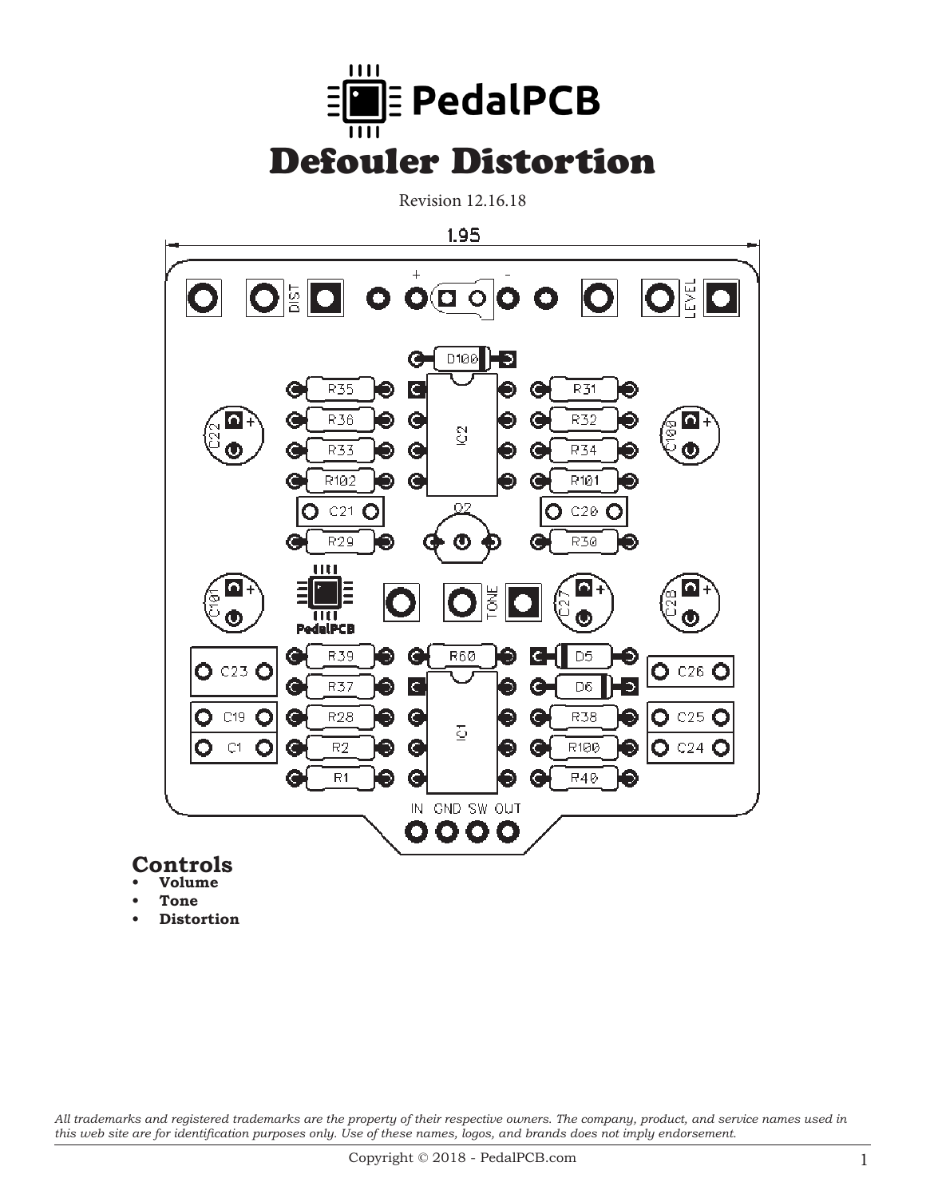# Defouler Distortion

Revision 12.16.18

## Controls

- **Volume**
- **Tone**
- **Distortion**

*All trademarks and registered trademarks are the property of their respective owners. The company, product, and service names used in this web site are for identification purposes only. Use of these names, logos, and brands does not imply endorsement.*

Copyright © 2018 - PedalPCB.com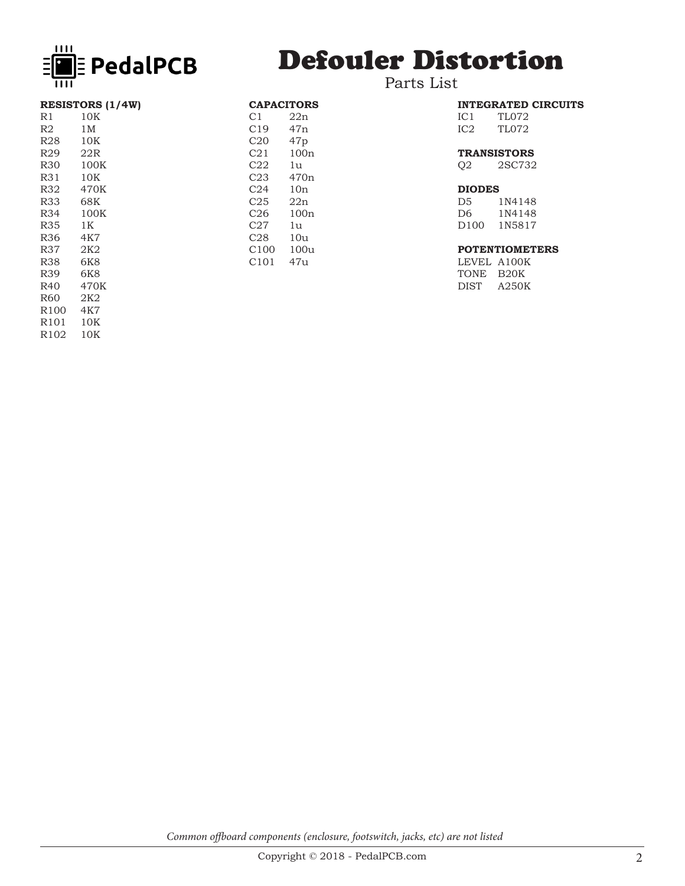PedalPCB

# Defouler Distortion

## Parts List

**RESISTORS (1/4W)**

| | |
|---|---|
| R1 | 10K |
| R2 | 1M |
| R28 | 10K |
| R29 | 22R |
| R30 | 100K |
| R31 | 10K |
| R32 | 470K |
| R33 | 68K |
| R34 | 100K |
| R35 | 1K |
| R36 | 4K7 |
| R37 | 2K2 |
| R38 | 6K8 |
| R39 | 6K8 |
| R40 | 470K |
| R60 | 2K2 |
| R100 | 4K7 |
| R101 | 10K |
| R102 | 10K |

**CAPACITORS**

| | |
|---|---|
| C1 | 22n |
| C19 | 47n |
| C20 | 47p |
| C21 | 100n |
| C22 | 1u |
| C23 | 470n |
| C24 | 10n |
| C25 | 22n |
| C26 | 100n |
| C27 | 1u |
| C28 | 10u |
| C100 | 100u |
| C101 | 47u |

**INTEGRATED CIRCUITS**

| | |
|---|---|
| IC1 | TL072 |
| IC2 | TL072 |

**TRANSISTORS**

| | |
|---|---|
| Q2 | 2SC732 |

**DIODES**

| | |
|---|---|
| D5 | 1N4148 |
| D6 | 1N4148 |
| D100 | 1N5817 |

**POTENTIOMETERS**

| | |
|---|---|
| LEVEL | A100K |
| TONE | B20K |
| DIST | A250K |

*Common offboard components (enclosure, footswitch, jacks, etc) are not listed*

Copyright © 2018 - PedalPCB.com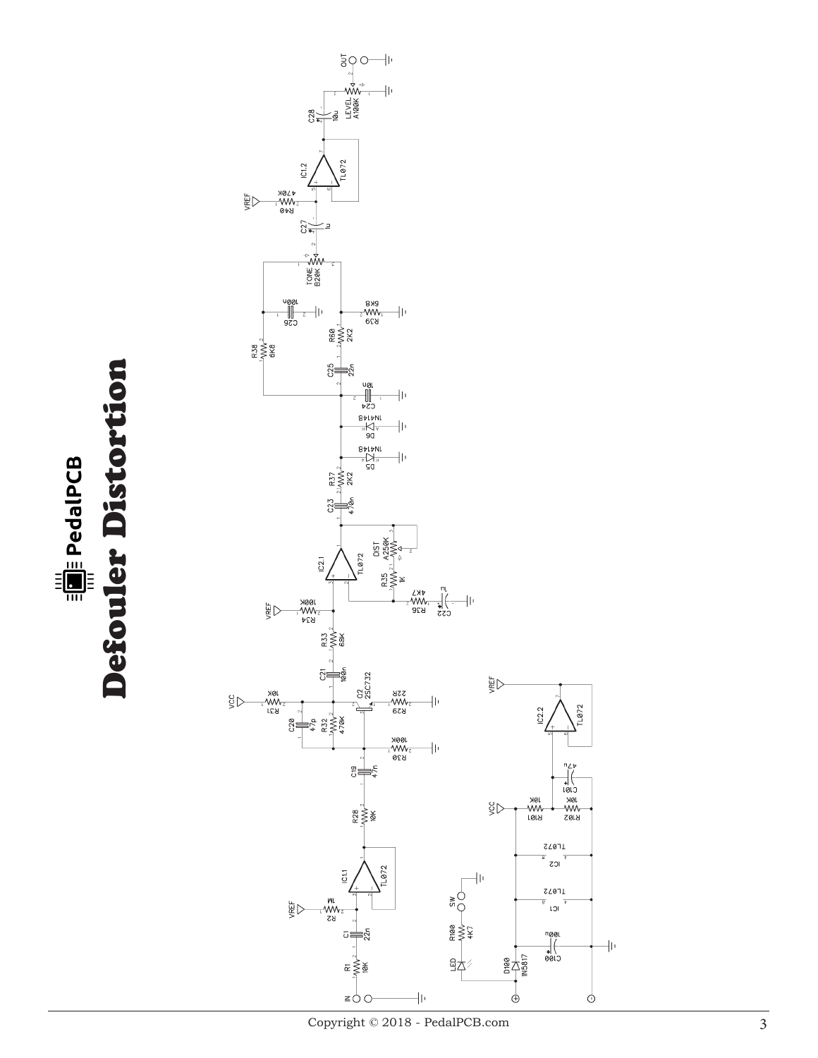# PedalPCB

# Defouler Distortion

IN, R1 10K, C1 22n, R2 1M, VREF, IC1.1 TL072, R28 10K, C19 47n, R30 100K, R32 470K, C20 47p, R31 10K, VCC, Q2 2SC732, R29 22R, C21 100n, R33 68K, R34 100K, VREF, IC2.1 TL072, R35 1K, DST A250K, R36 4K7, C22 1u, C23 470n, R37 2K2, D5 1N4148, D6 1N4148, C24 10n, C25 22n, R60 2K2, R39 6K8, R38 6K8, C26 100n, TONE B20K, C27 1u, R40 470K, VREF, IC1.2 TL072, C28 10u, LEVEL A100K, OUT

LED, R100 4K7, SW, D100 1N5817, C100 100u, IC1 TL072, IC2 TL072, VCC, R101 10K, R102 10K, C101 47u, IC2.2 TL072, VREF

Copyright © 2018 - PedalPCB.com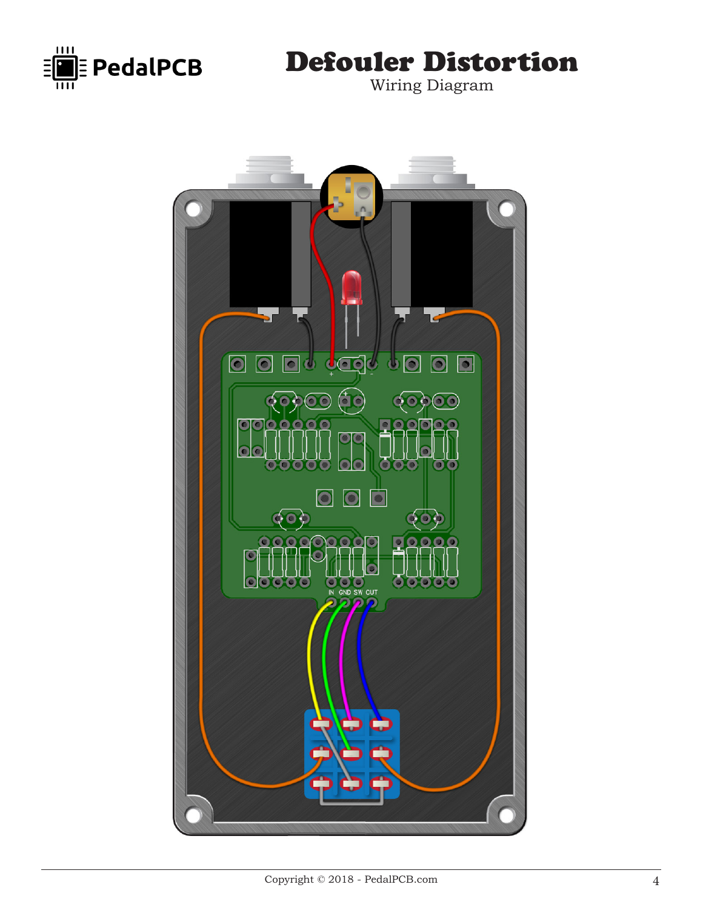# Defouler Distortion

Wiring Diagram

IN GND SW CUT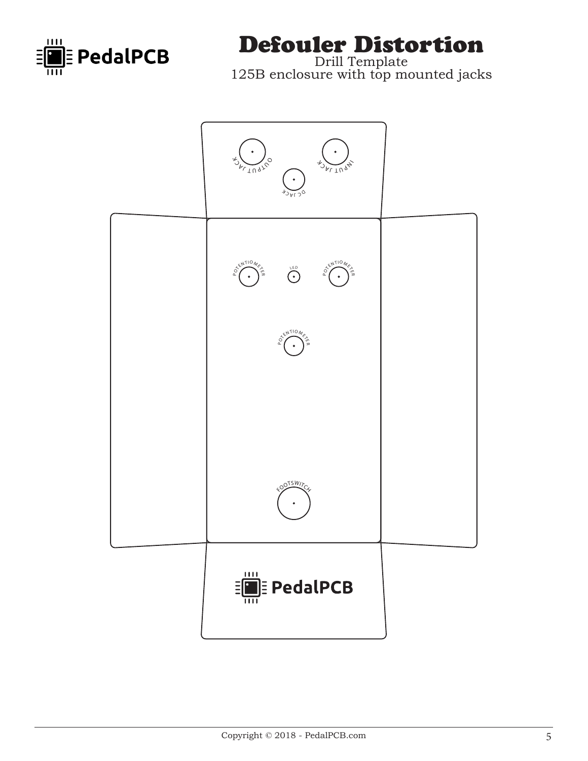PedalPCB

# Defouler Distortion

Drill Template

125B enclosure with top mounted jacks

OUTPUT JACK

INPUT JACK

DC JACK

POTENTIOMETER

LED

POTENTIOMETER

POTENTIOMETER

FOOTSWITCH

PedalPCB

Copyright © 2018 - PedalPCB.com